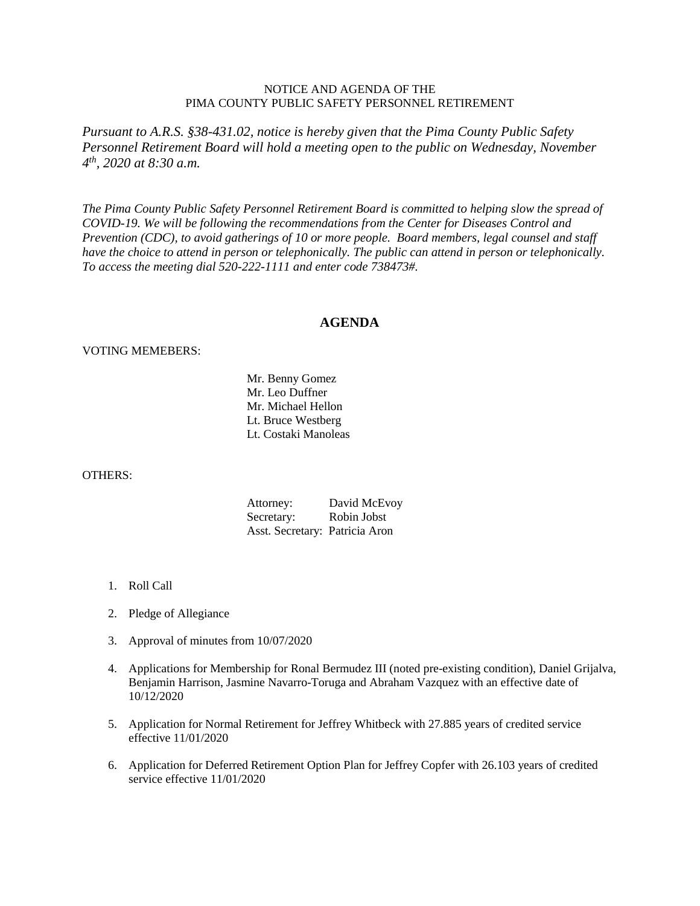NOTICE AND AGENDA OF THE
PIMA COUNTY PUBLIC SAFETY PERSONNEL RETIREMENT

*Pursuant to A.R.S. §38-431.02, notice is hereby given that the Pima County Public Safety Personnel Retirement Board will hold a meeting open to the public on Wednesday, November 4th, 2020 at 8:30 a.m.*

*The Pima County Public Safety Personnel Retirement Board is committed to helping slow the spread of COVID-19. We will be following the recommendations from the Center for Diseases Control and Prevention (CDC), to avoid gatherings of 10 or more people. Board members, legal counsel and staff have the choice to attend in person or telephonically. The public can attend in person or telephonically. To access the meeting dial 520-222-1111 and enter code 738473#.*

## AGENDA

VOTING MEMEBERS:

Mr. Benny Gomez
Mr. Leo Duffner
Mr. Michael Hellon
Lt. Bruce Westberg
Lt. Costaki Manoleas

OTHERS:

Attorney: David McEvoy
Secretary: Robin Jobst
Asst. Secretary: Patricia Aron

1. Roll Call
2. Pledge of Allegiance
3. Approval of minutes from 10/07/2020
4. Applications for Membership for Ronal Bermudez III (noted pre-existing condition), Daniel Grijalva, Benjamin Harrison, Jasmine Navarro-Toruga and Abraham Vazquez with an effective date of 10/12/2020
5. Application for Normal Retirement for Jeffrey Whitbeck with 27.885 years of credited service effective 11/01/2020
6. Application for Deferred Retirement Option Plan for Jeffrey Copfer with 26.103 years of credited service effective 11/01/2020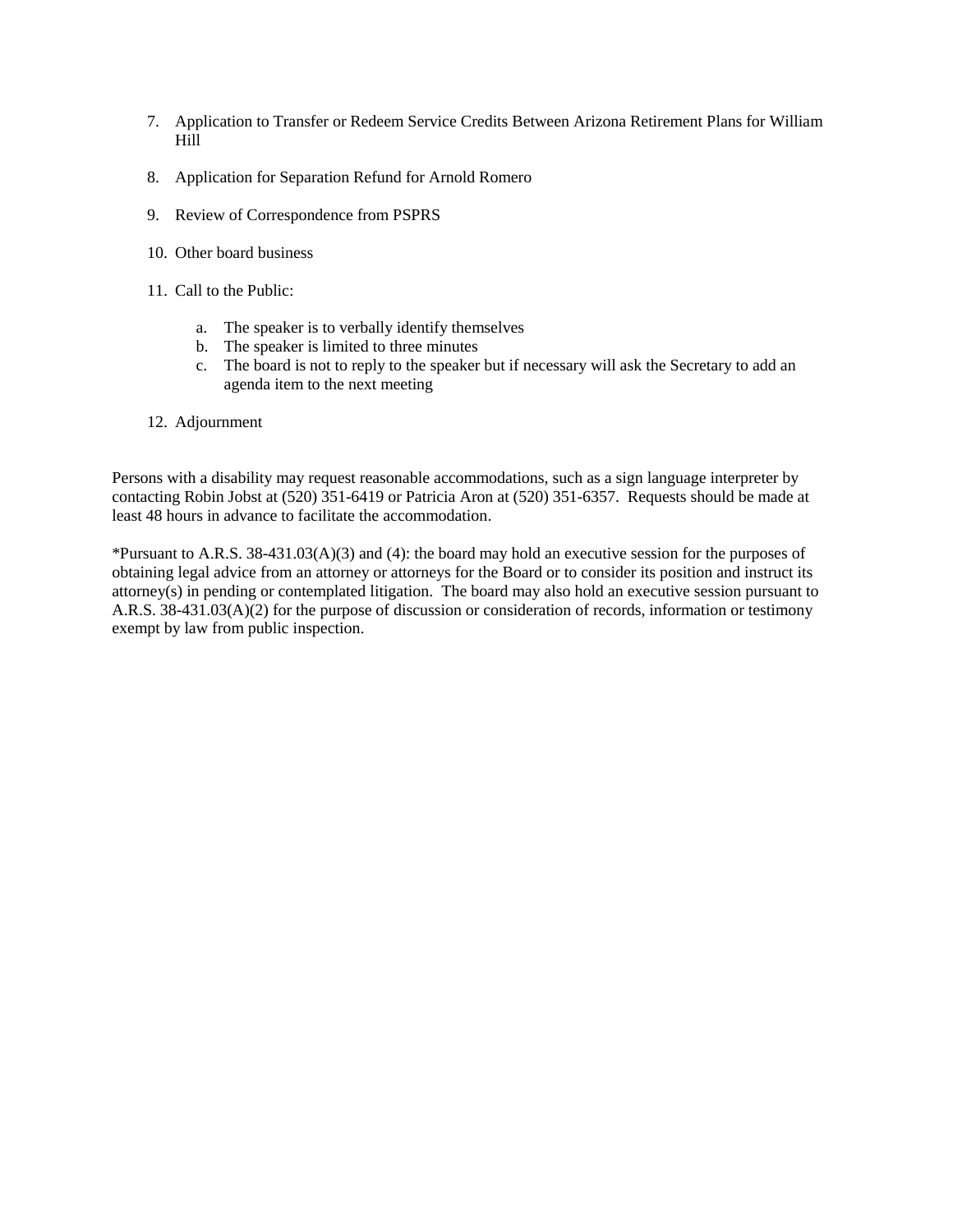7. Application to Transfer or Redeem Service Credits Between Arizona Retirement Plans for William Hill

8. Application for Separation Refund for Arnold Romero

9. Review of Correspondence from PSPRS

10. Other board business

11. Call to the Public:

    a. The speaker is to verbally identify themselves
    b. The speaker is limited to three minutes
    c. The board is not to reply to the speaker but if necessary will ask the Secretary to add an agenda item to the next meeting

12. Adjournment

Persons with a disability may request reasonable accommodations, such as a sign language interpreter by contacting Robin Jobst at (520) 351-6419 or Patricia Aron at (520) 351-6357. Requests should be made at least 48 hours in advance to facilitate the accommodation.

*Pursuant to A.R.S. 38-431.03(A)(3) and (4): the board may hold an executive session for the purposes of obtaining legal advice from an attorney or attorneys for the Board or to consider its position and instruct its attorney(s) in pending or contemplated litigation. The board may also hold an executive session pursuant to A.R.S. 38-431.03(A)(2) for the purpose of discussion or consideration of records, information or testimony exempt by law from public inspection.